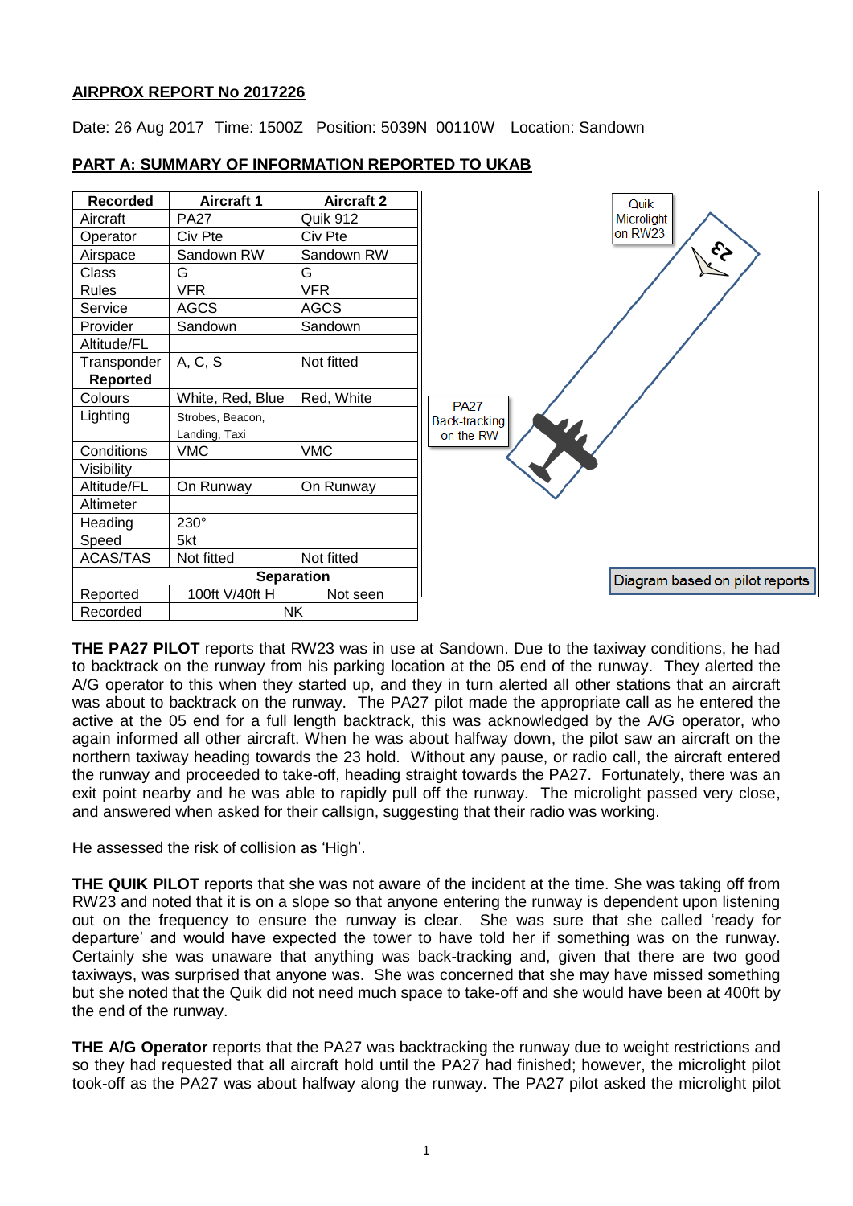**AIRPROX REPORT No 2017226**

Date: 26 Aug 2017 Time: 1500Z Position: 5039N 00110W Location: Sandown

**PART A: SUMMARY OF INFORMATION REPORTED TO UKAB**

| Recorded | Aircraft 1 | Aircraft 2 |
|---|---|---|
| Aircraft | PA27 | Quik 912 |
| Operator | Civ Pte | Civ Pte |
| Airspace | Sandown RW | Sandown RW |
| Class | G | G |
| Rules | VFR | VFR |
| Service | AGCS | AGCS |
| Provider | Sandown | Sandown |
| Altitude/FL | | |
| Transponder | A, C, S | Not fitted |
| **Reported** | | |
| Colours | White, Red, Blue | Red, White |
| Lighting | Strobes, Beacon, Landing, Taxi | |
| Conditions | VMC | VMC |
| Visibility | | |
| Altitude/FL | On Runway | On Runway |
| Altimeter | | |
| Heading | 230° | |
| Speed | 5kt | |
| ACAS/TAS | Not fitted | Not fitted |
| **Separation** | | |
| Reported | 100ft V/40ft H | Not seen |
| Recorded | NK | |

Quik Microlight on RW23

PA27 Back-tracking on the RW

Diagram based on pilot reports

**THE PA27 PILOT** reports that RW23 was in use at Sandown. Due to the taxiway conditions, he had to backtrack on the runway from his parking location at the 05 end of the runway. They alerted the A/G operator to this when they started up, and they in turn alerted all other stations that an aircraft was about to backtrack on the runway. The PA27 pilot made the appropriate call as he entered the active at the 05 end for a full length backtrack, this was acknowledged by the A/G operator, who again informed all other aircraft. When he was about halfway down, the pilot saw an aircraft on the northern taxiway heading towards the 23 hold. Without any pause, or radio call, the aircraft entered the runway and proceeded to take-off, heading straight towards the PA27. Fortunately, there was an exit point nearby and he was able to rapidly pull off the runway. The microlight passed very close, and answered when asked for their callsign, suggesting that their radio was working.

He assessed the risk of collision as 'High'.

**THE QUIK PILOT** reports that she was not aware of the incident at the time. She was taking off from RW23 and noted that it is on a slope so that anyone entering the runway is dependent upon listening out on the frequency to ensure the runway is clear. She was sure that she called 'ready for departure' and would have expected the tower to have told her if something was on the runway. Certainly she was unaware that anything was back-tracking and, given that there are two good taxiways, was surprised that anyone was. She was concerned that she may have missed something but she noted that the Quik did not need much space to take-off and she would have been at 400ft by the end of the runway.

**THE A/G Operator** reports that the PA27 was backtracking the runway due to weight restrictions and so they had requested that all aircraft hold until the PA27 had finished; however, the microlight pilot took-off as the PA27 was about halfway along the runway. The PA27 pilot asked the microlight pilot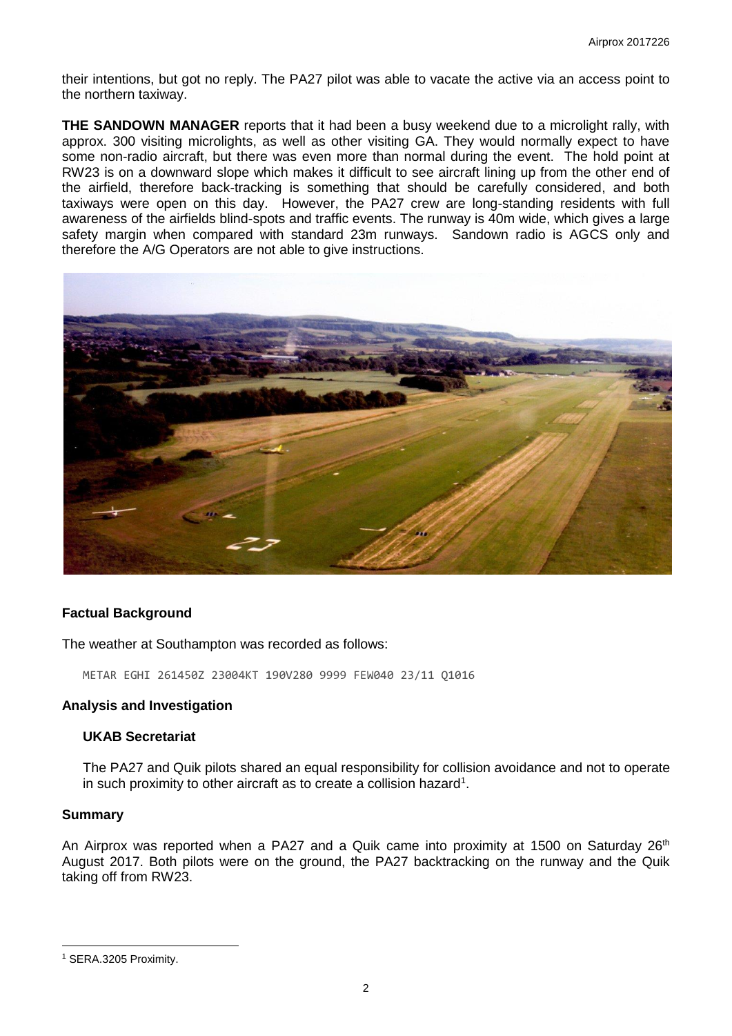their intentions, but got no reply. The PA27 pilot was able to vacate the active via an access point to the northern taxiway.

**THE SANDOWN MANAGER** reports that it had been a busy weekend due to a microlight rally, with approx. 300 visiting microlights, as well as other visiting GA. They would normally expect to have some non-radio aircraft, but there was even more than normal during the event. The hold point at RW23 is on a downward slope which makes it difficult to see aircraft lining up from the other end of the airfield, therefore back-tracking is something that should be carefully considered, and both taxiways were open on this day. However, the PA27 crew are long-standing residents with full awareness of the airfields blind-spots and traffic events. The runway is 40m wide, which gives a large safety margin when compared with standard 23m runways. Sandown radio is AGCS only and therefore the A/G Operators are not able to give instructions.

## Factual Background

The weather at Southampton was recorded as follows:

```
METAR EGHI 261450Z 23004KT 190V280 9999 FEW040 23/11 Q1016
```

## Analysis and Investigation

### UKAB Secretariat

The PA27 and Quik pilots shared an equal responsibility for collision avoidance and not to operate in such proximity to other aircraft as to create a collision hazard[1].

## Summary

An Airprox was reported when a PA27 and a Quik came into proximity at 1500 on Saturday 26th August 2017. Both pilots were on the ground, the PA27 backtracking on the runway and the Quik taking off from RW23.

---

[1] SERA.3205 Proximity.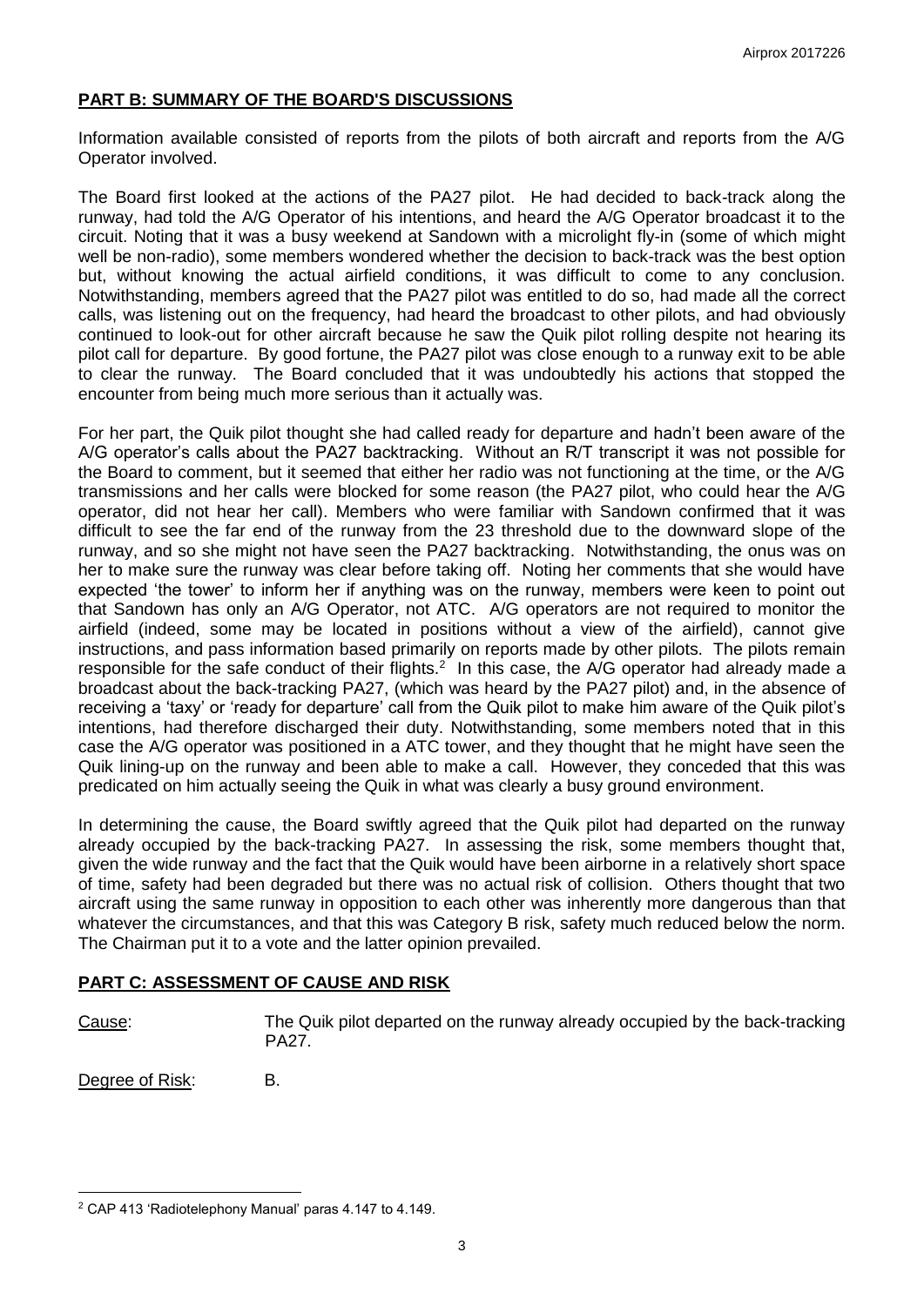## PART B: SUMMARY OF THE BOARD'S DISCUSSIONS

Information available consisted of reports from the pilots of both aircraft and reports from the A/G Operator involved.

The Board first looked at the actions of the PA27 pilot. He had decided to back-track along the runway, had told the A/G Operator of his intentions, and heard the A/G Operator broadcast it to the circuit. Noting that it was a busy weekend at Sandown with a microlight fly-in (some of which might well be non-radio), some members wondered whether the decision to back-track was the best option but, without knowing the actual airfield conditions, it was difficult to come to any conclusion. Notwithstanding, members agreed that the PA27 pilot was entitled to do so, had made all the correct calls, was listening out on the frequency, had heard the broadcast to other pilots, and had obviously continued to look-out for other aircraft because he saw the Quik pilot rolling despite not hearing its pilot call for departure. By good fortune, the PA27 pilot was close enough to a runway exit to be able to clear the runway. The Board concluded that it was undoubtedly his actions that stopped the encounter from being much more serious than it actually was.

For her part, the Quik pilot thought she had called ready for departure and hadn't been aware of the A/G operator's calls about the PA27 backtracking. Without an R/T transcript it was not possible for the Board to comment, but it seemed that either her radio was not functioning at the time, or the A/G transmissions and her calls were blocked for some reason (the PA27 pilot, who could hear the A/G operator, did not hear her call). Members who were familiar with Sandown confirmed that it was difficult to see the far end of the runway from the 23 threshold due to the downward slope of the runway, and so she might not have seen the PA27 backtracking. Notwithstanding, the onus was on her to make sure the runway was clear before taking off. Noting her comments that she would have expected 'the tower' to inform her if anything was on the runway, members were keen to point out that Sandown has only an A/G Operator, not ATC. A/G operators are not required to monitor the airfield (indeed, some may be located in positions without a view of the airfield), cannot give instructions, and pass information based primarily on reports made by other pilots. The pilots remain responsible for the safe conduct of their flights.[2] In this case, the A/G operator had already made a broadcast about the back-tracking PA27, (which was heard by the PA27 pilot) and, in the absence of receiving a 'taxy' or 'ready for departure' call from the Quik pilot to make him aware of the Quik pilot's intentions, had therefore discharged their duty. Notwithstanding, some members noted that in this case the A/G operator was positioned in a ATC tower, and they thought that he might have seen the Quik lining-up on the runway and been able to make a call. However, they conceded that this was predicated on him actually seeing the Quik in what was clearly a busy ground environment.

In determining the cause, the Board swiftly agreed that the Quik pilot had departed on the runway already occupied by the back-tracking PA27. In assessing the risk, some members thought that, given the wide runway and the fact that the Quik would have been airborne in a relatively short space of time, safety had been degraded but there was no actual risk of collision. Others thought that two aircraft using the same runway in opposition to each other was inherently more dangerous than that whatever the circumstances, and that this was Category B risk, safety much reduced below the norm. The Chairman put it to a vote and the latter opinion prevailed.

## PART C: ASSESSMENT OF CAUSE AND RISK

Cause: The Quik pilot departed on the runway already occupied by the back-tracking PA27.

Degree of Risk: B.

---

[2] CAP 413 'Radiotelephony Manual' paras 4.147 to 4.149.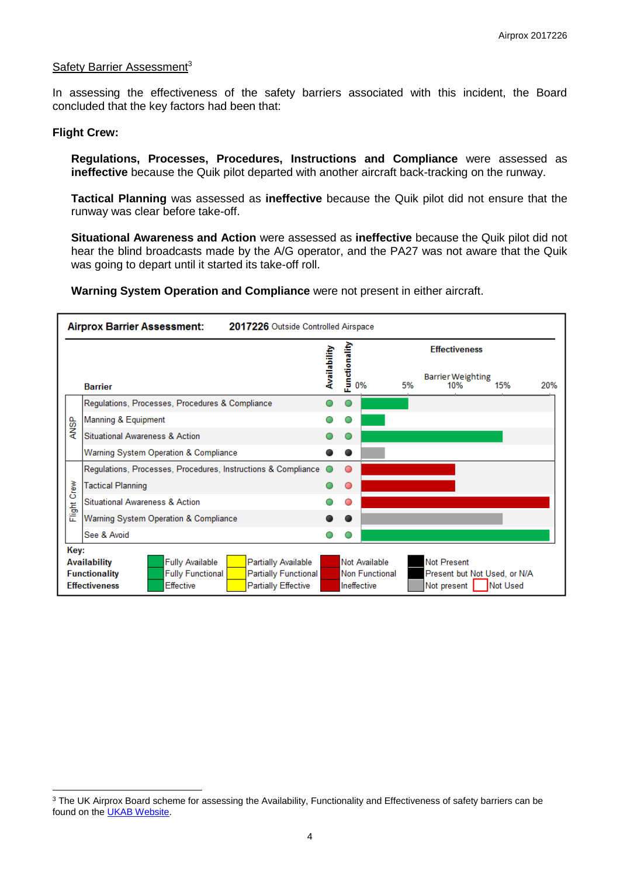Safety Barrier Assessment[3]

In assessing the effectiveness of the safety barriers associated with this incident, the Board concluded that the key factors had been that:

**Flight Crew:**

**Regulations, Processes, Procedures, Instructions and Compliance** were assessed as **ineffective** because the Quik pilot departed with another aircraft back-tracking on the runway.

**Tactical Planning** was assessed as **ineffective** because the Quik pilot did not ensure that the runway was clear before take-off.

**Situational Awareness and Action** were assessed as **ineffective** because the Quik pilot did not hear the blind broadcasts made by the A/G operator, and the PA27 was not aware that the Quik was going to depart until it started its take-off roll.

**Warning System Operation and Compliance** were not present in either aircraft.

**Airprox Barrier Assessment:** **2017226** Outside Controlled Airspace

Barrier

Availability

Functionality

Effectiveness

Barrier Weighting

0%

5%

10%

15%

20%

ANSP

Regulations, Processes, Procedures & Compliance

Manning & Equipment

Situational Awareness & Action

Warning System Operation & Compliance

Flight Crew

Regulations, Processes, Procedures, Instructions & Compliance

Tactical Planning

Situational Awareness & Action

Warning System Operation & Compliance

See & Avoid

Key:

**Availability** Fully Available, Partially Available, Not Available, Not Present

**Functionality** Fully Functional, Partially Functional, Non Functional, Present but Not Used, or N/A

**Effectiveness** Effective, Partially Effective, Ineffective, Not present, Not Used

---

[3] The UK Airprox Board scheme for assessing the Availability, Functionality and Effectiveness of safety barriers can be found on the UKAB Website.